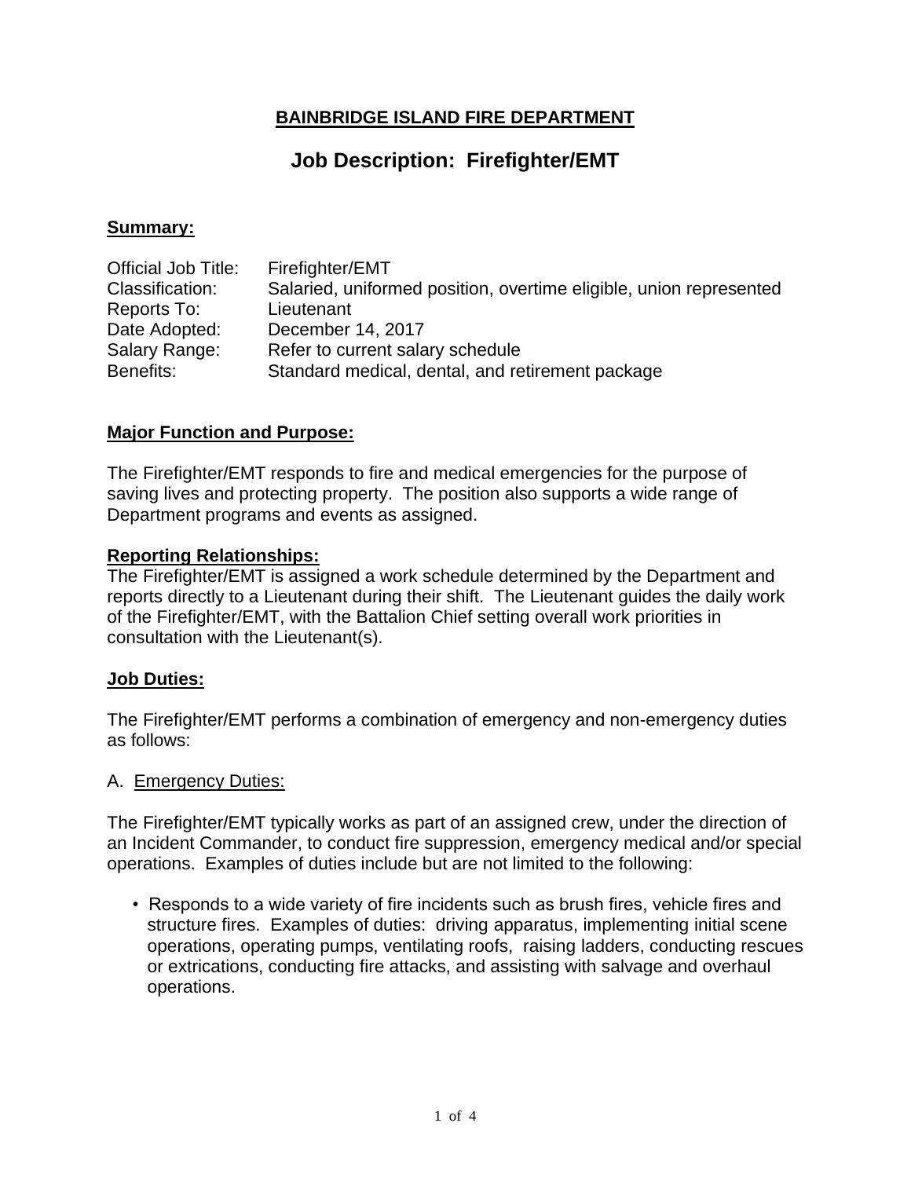## BAINBRIDGE ISLAND FIRE DEPARTMENT

# Job Description: Firefighter/EMT

### Summary:

| | |
|---|---|
| Official Job Title: | Firefighter/EMT |
| Classification: | Salaried, uniformed position, overtime eligible, union represented |
| Reports To: | Lieutenant |
| Date Adopted: | December 14, 2017 |
| Salary Range: | Refer to current salary schedule |
| Benefits: | Standard medical, dental, and retirement package |

### Major Function and Purpose:

The Firefighter/EMT responds to fire and medical emergencies for the purpose of saving lives and protecting property. The position also supports a wide range of Department programs and events as assigned.

### Reporting Relationships:

The Firefighter/EMT is assigned a work schedule determined by the Department and reports directly to a Lieutenant during their shift. The Lieutenant guides the daily work of the Firefighter/EMT, with the Battalion Chief setting overall work priorities in consultation with the Lieutenant(s).

### Job Duties:

The Firefighter/EMT performs a combination of emergency and non-emergency duties as follows:

A. Emergency Duties:

The Firefighter/EMT typically works as part of an assigned crew, under the direction of an Incident Commander, to conduct fire suppression, emergency medical and/or special operations. Examples of duties include but are not limited to the following:

- Responds to a wide variety of fire incidents such as brush fires, vehicle fires and structure fires. Examples of duties: driving apparatus, implementing initial scene operations, operating pumps, ventilating roofs, raising ladders, conducting rescues or extrications, conducting fire attacks, and assisting with salvage and overhaul operations.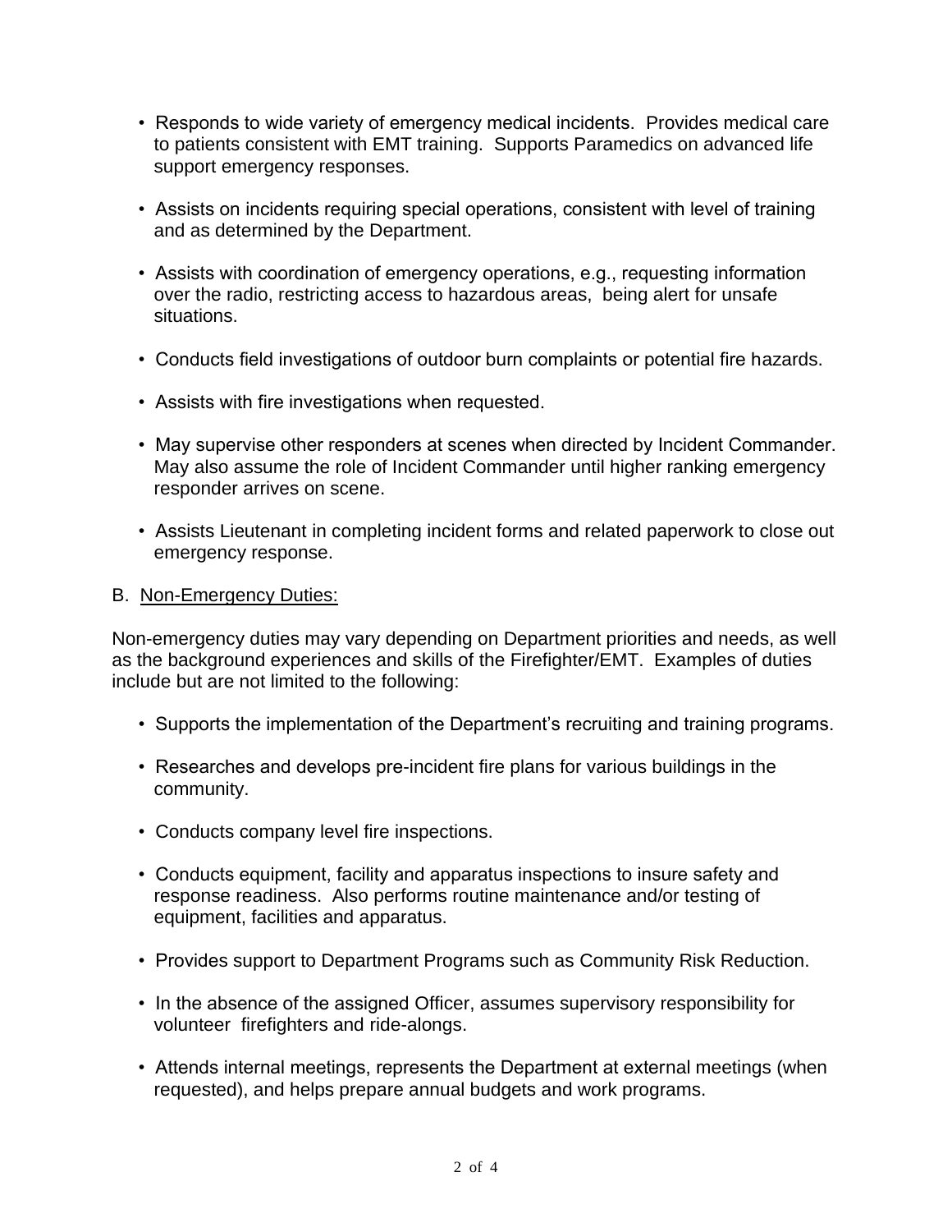- Responds to wide variety of emergency medical incidents. Provides medical care to patients consistent with EMT training. Supports Paramedics on advanced life support emergency responses.

- Assists on incidents requiring special operations, consistent with level of training and as determined by the Department.

- Assists with coordination of emergency operations, e.g., requesting information over the radio, restricting access to hazardous areas, being alert for unsafe situations.

- Conducts field investigations of outdoor burn complaints or potential fire hazards.

- Assists with fire investigations when requested.

- May supervise other responders at scenes when directed by Incident Commander. May also assume the role of Incident Commander until higher ranking emergency responder arrives on scene.

- Assists Lieutenant in completing incident forms and related paperwork to close out emergency response.

B. <u>Non-Emergency Duties:</u>

Non-emergency duties may vary depending on Department priorities and needs, as well as the background experiences and skills of the Firefighter/EMT. Examples of duties include but are not limited to the following:

- Supports the implementation of the Department's recruiting and training programs.

- Researches and develops pre-incident fire plans for various buildings in the community.

- Conducts company level fire inspections.

- Conducts equipment, facility and apparatus inspections to insure safety and response readiness. Also performs routine maintenance and/or testing of equipment, facilities and apparatus.

- Provides support to Department Programs such as Community Risk Reduction.

- In the absence of the assigned Officer, assumes supervisory responsibility for volunteer firefighters and ride-alongs.

- Attends internal meetings, represents the Department at external meetings (when requested), and helps prepare annual budgets and work programs.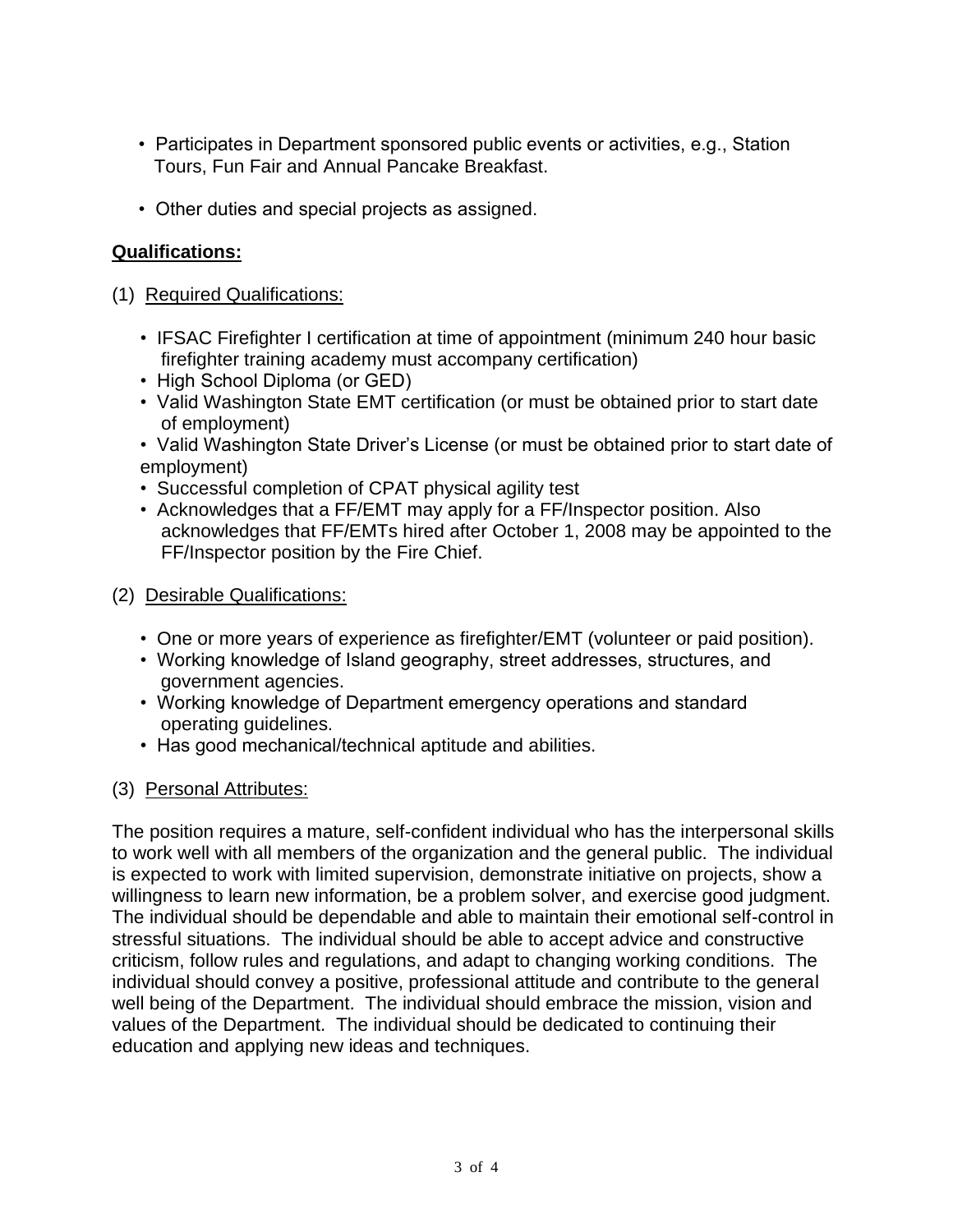- Participates in Department sponsored public events or activities, e.g., Station Tours, Fun Fair and Annual Pancake Breakfast.
- Other duties and special projects as assigned.

**Qualifications:**

(1) Required Qualifications:

- IFSAC Firefighter I certification at time of appointment (minimum 240 hour basic firefighter training academy must accompany certification)
- High School Diploma (or GED)
- Valid Washington State EMT certification (or must be obtained prior to start date of employment)
- Valid Washington State Driver's License (or must be obtained prior to start date of employment)
- Successful completion of CPAT physical agility test
- Acknowledges that a FF/EMT may apply for a FF/Inspector position. Also acknowledges that FF/EMTs hired after October 1, 2008 may be appointed to the FF/Inspector position by the Fire Chief.

(2) Desirable Qualifications:

- One or more years of experience as firefighter/EMT (volunteer or paid position).
- Working knowledge of Island geography, street addresses, structures, and government agencies.
- Working knowledge of Department emergency operations and standard operating guidelines.
- Has good mechanical/technical aptitude and abilities.

(3) Personal Attributes:

The position requires a mature, self-confident individual who has the interpersonal skills to work well with all members of the organization and the general public. The individual is expected to work with limited supervision, demonstrate initiative on projects, show a willingness to learn new information, be a problem solver, and exercise good judgment. The individual should be dependable and able to maintain their emotional self-control in stressful situations. The individual should be able to accept advice and constructive criticism, follow rules and regulations, and adapt to changing working conditions. The individual should convey a positive, professional attitude and contribute to the general well being of the Department. The individual should embrace the mission, vision and values of the Department. The individual should be dedicated to continuing their education and applying new ideas and techniques.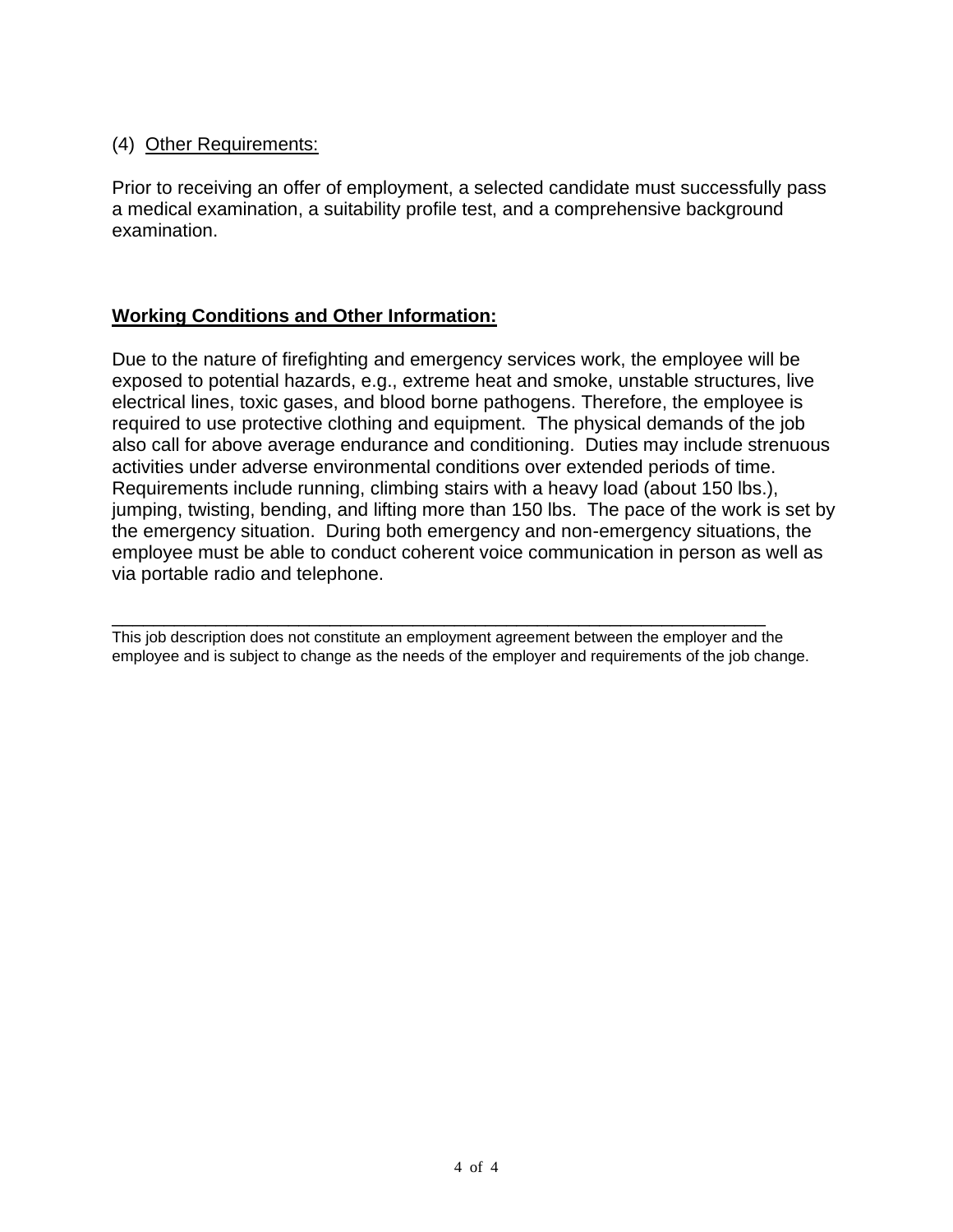(4) Other Requirements:

Prior to receiving an offer of employment, a selected candidate must successfully pass a medical examination, a suitability profile test, and a comprehensive background examination.

## **Working Conditions and Other Information:**

Due to the nature of firefighting and emergency services work, the employee will be exposed to potential hazards, e.g., extreme heat and smoke, unstable structures, live electrical lines, toxic gases, and blood borne pathogens. Therefore, the employee is required to use protective clothing and equipment. The physical demands of the job also call for above average endurance and conditioning. Duties may include strenuous activities under adverse environmental conditions over extended periods of time. Requirements include running, climbing stairs with a heavy load (about 150 lbs.), jumping, twisting, bending, and lifting more than 150 lbs. The pace of the work is set by the emergency situation. During both emergency and non-emergency situations, the employee must be able to conduct coherent voice communication in person as well as via portable radio and telephone.

---

This job description does not constitute an employment agreement between the employer and the employee and is subject to change as the needs of the employer and requirements of the job change.